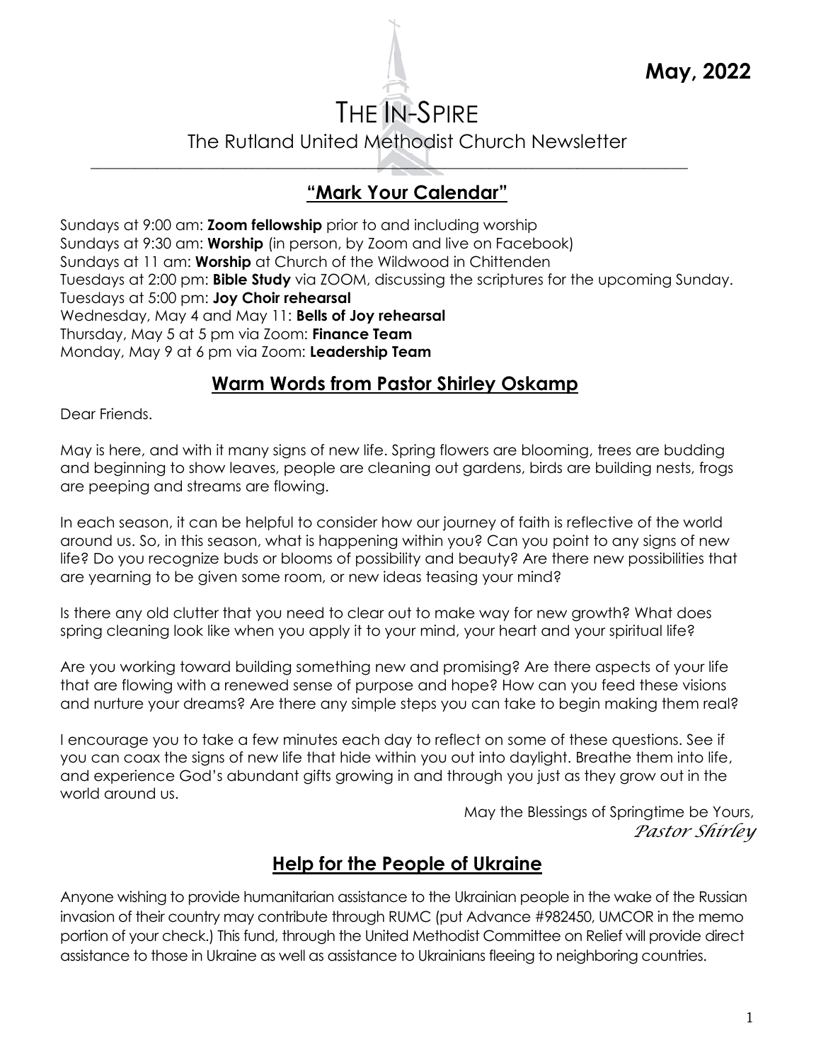**May, 2022**

# THE IN-SPIRE

The Rutland United Methodist Church Newsletter

## "Mark Your Calendar"

Sundays at 9:00 am: **Zoom fellowship** prior to and including worship
Sundays at 9:30 am: **Worship** (in person, by Zoom and live on Facebook)
Sundays at 11 am: **Worship** at Church of the Wildwood in Chittenden
Tuesdays at 2:00 pm: **Bible Study** via ZOOM, discussing the scriptures for the upcoming Sunday.
Tuesdays at 5:00 pm: **Joy Choir rehearsal**
Wednesday, May 4 and May 11: **Bells of Joy rehearsal**
Thursday, May 5 at 5 pm via Zoom: **Finance Team**
Monday, May 9 at 6 pm via Zoom: **Leadership Team**

## Warm Words from Pastor Shirley Oskamp

Dear Friends.

May is here, and with it many signs of new life. Spring flowers are blooming, trees are budding and beginning to show leaves, people are cleaning out gardens, birds are building nests, frogs are peeping and streams are flowing.

In each season, it can be helpful to consider how our journey of faith is reflective of the world around us. So, in this season, what is happening within you? Can you point to any signs of new life? Do you recognize buds or blooms of possibility and beauty? Are there new possibilities that are yearning to be given some room, or new ideas teasing your mind?

Is there any old clutter that you need to clear out to make way for new growth? What does spring cleaning look like when you apply it to your mind, your heart and your spiritual life?

Are you working toward building something new and promising? Are there aspects of your life that are flowing with a renewed sense of purpose and hope? How can you feed these visions and nurture your dreams? Are there any simple steps you can take to begin making them real?

I encourage you to take a few minutes each day to reflect on some of these questions. See if you can coax the signs of new life that hide within you out into daylight. Breathe them into life, and experience God's abundant gifts growing in and through you just as they grow out in the world around us.

May the Blessings of Springtime be Yours,
*Pastor Shirley*

## Help for the People of Ukraine

Anyone wishing to provide humanitarian assistance to the Ukrainian people in the wake of the Russian invasion of their country may contribute through RUMC (put Advance #982450, UMCOR in the memo portion of your check.) This fund, through the United Methodist Committee on Relief will provide direct assistance to those in Ukraine as well as assistance to Ukrainians fleeing to neighboring countries.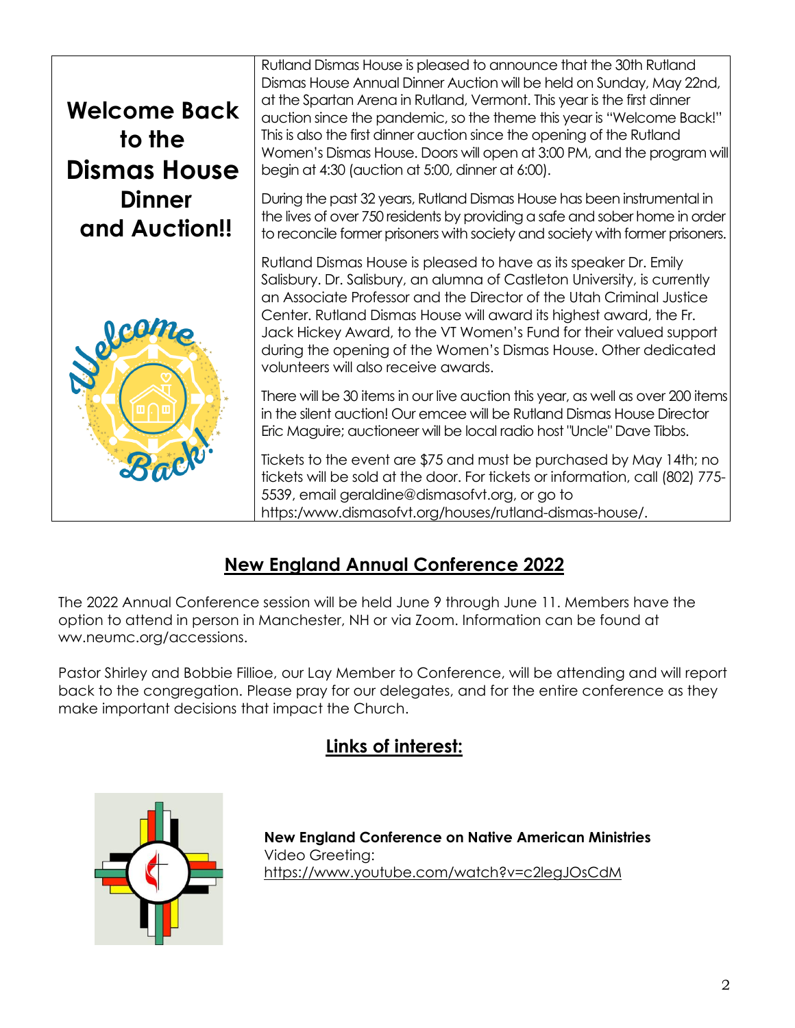## Welcome Back to the Dismas House Dinner and Auction!!

Rutland Dismas House is pleased to announce that the 30th Rutland Dismas House Annual Dinner Auction will be held on Sunday, May 22nd, at the Spartan Arena in Rutland, Vermont. This year is the first dinner auction since the pandemic, so the theme this year is "Welcome Back!" This is also the first dinner auction since the opening of the Rutland Women's Dismas House. Doors will open at 3:00 PM, and the program will begin at 4:30 (auction at 5:00, dinner at 6:00).

During the past 32 years, Rutland Dismas House has been instrumental in the lives of over 750 residents by providing a safe and sober home in order to reconcile former prisoners with society and society with former prisoners.

Rutland Dismas House is pleased to have as its speaker Dr. Emily Salisbury. Dr. Salisbury, an alumna of Castleton University, is currently an Associate Professor and the Director of the Utah Criminal Justice Center. Rutland Dismas House will award its highest award, the Fr. Jack Hickey Award, to the VT Women's Fund for their valued support during the opening of the Women's Dismas House. Other dedicated volunteers will also receive awards.

There will be 30 items in our live auction this year, as well as over 200 items in the silent auction! Our emcee will be Rutland Dismas House Director Eric Maguire; auctioneer will be local radio host "Uncle" Dave Tibbs.

Tickets to the event are $75 and must be purchased by May 14th; no tickets will be sold at the door. For tickets or information, call (802) 775-5539, email geraldine@dismasofvt.org, or go to https:/www.dismasofvt.org/houses/rutland-dismas-house/.

## New England Annual Conference 2022

The 2022 Annual Conference session will be held June 9 through June 11. Members have the option to attend in person in Manchester, NH or via Zoom. Information can be found at ww.neumc.org/accessions.

Pastor Shirley and Bobbie Fillioe, our Lay Member to Conference, will be attending and will report back to the congregation. Please pray for our delegates, and for the entire conference as they make important decisions that impact the Church.

## Links of interest:

**New England Conference on Native American Ministries**
Video Greeting:
https://www.youtube.com/watch?v=c2legJOsCdM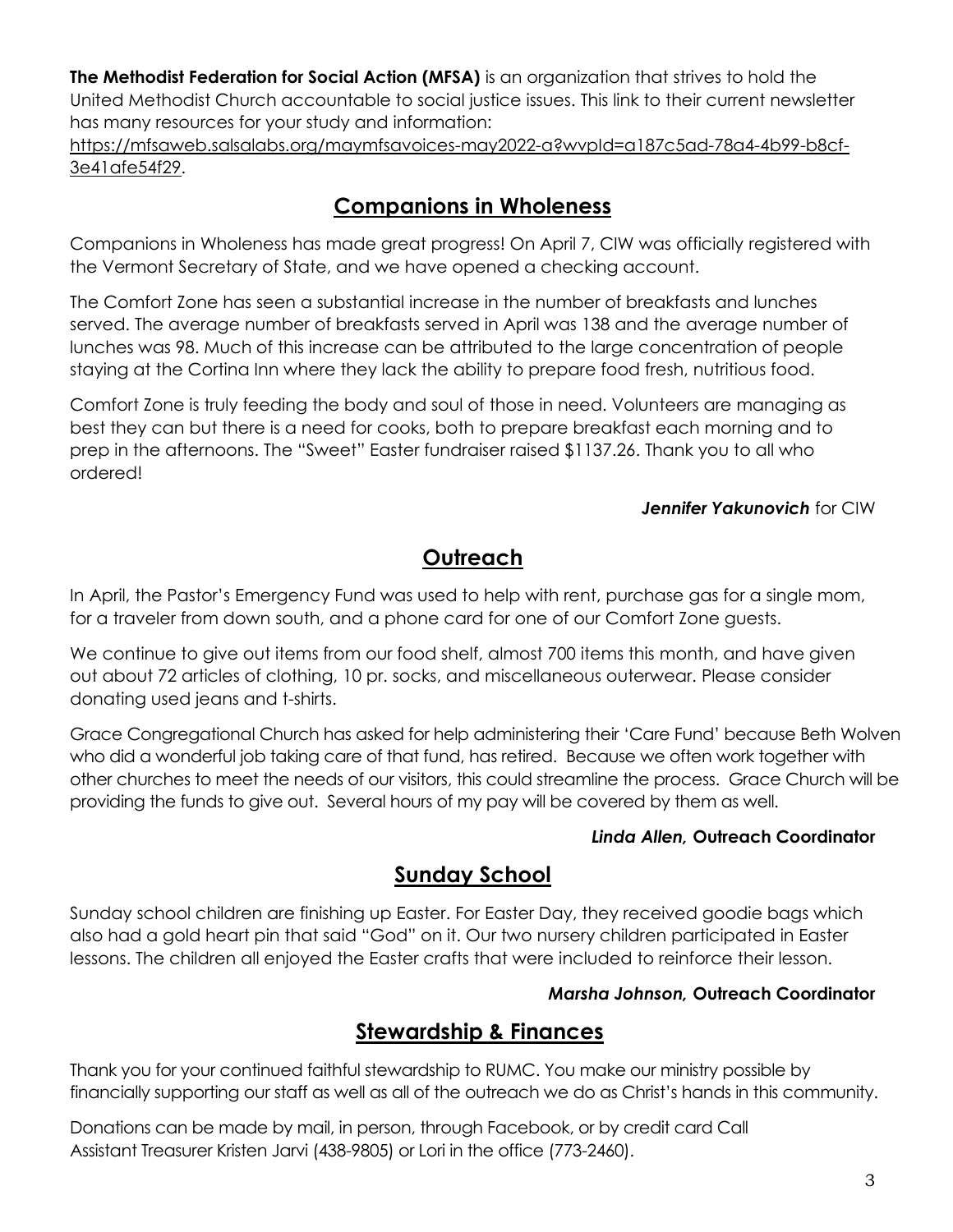**The Methodist Federation for Social Action (MFSA)** is an organization that strives to hold the United Methodist Church accountable to social justice issues. This link to their current newsletter has many resources for your study and information: https://mfsaweb.salsalabs.org/maymfsavoices-may2022-a?wvpId=a187c5ad-78a4-4b99-b8cf-3e41afe54f29.

## Companions in Wholeness

Companions in Wholeness has made great progress! On April 7, CIW was officially registered with the Vermont Secretary of State, and we have opened a checking account.

The Comfort Zone has seen a substantial increase in the number of breakfasts and lunches served. The average number of breakfasts served in April was 138 and the average number of lunches was 98. Much of this increase can be attributed to the large concentration of people staying at the Cortina Inn where they lack the ability to prepare food fresh, nutritious food.

Comfort Zone is truly feeding the body and soul of those in need. Volunteers are managing as best they can but there is a need for cooks, both to prepare breakfast each morning and to prep in the afternoons. The "Sweet" Easter fundraiser raised $1137.26. Thank you to all who ordered!

***Jennifer Yakunovich*** for CIW

## Outreach

In April, the Pastor's Emergency Fund was used to help with rent, purchase gas for a single mom, for a traveler from down south, and a phone card for one of our Comfort Zone guests.

We continue to give out items from our food shelf, almost 700 items this month, and have given out about 72 articles of clothing, 10 pr. socks, and miscellaneous outerwear. Please consider donating used jeans and t-shirts.

Grace Congregational Church has asked for help administering their 'Care Fund' because Beth Wolven who did a wonderful job taking care of that fund, has retired. Because we often work together with other churches to meet the needs of our visitors, this could streamline the process. Grace Church will be providing the funds to give out. Several hours of my pay will be covered by them as well.

***Linda Allen,*** **Outreach Coordinator**

## Sunday School

Sunday school children are finishing up Easter. For Easter Day, they received goodie bags which also had a gold heart pin that said "God" on it. Our two nursery children participated in Easter lessons. The children all enjoyed the Easter crafts that were included to reinforce their lesson.

***Marsha Johnson,*** **Outreach Coordinator**

## Stewardship & Finances

Thank you for your continued faithful stewardship to RUMC. You make our ministry possible by financially supporting our staff as well as all of the outreach we do as Christ's hands in this community.

Donations can be made by mail, in person, through Facebook, or by credit card Call Assistant Treasurer Kristen Jarvi (438-9805) or Lori in the office (773-2460).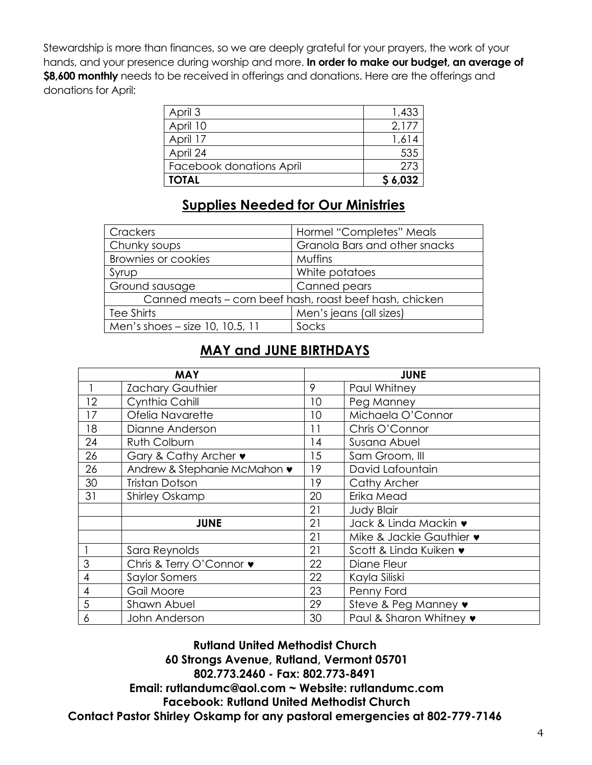Stewardship is more than finances, so we are deeply grateful for your prayers, the work of your hands, and your presence during worship and more. **In order to make our budget, an average of $8,600 monthly** needs to be received in offerings and donations. Here are the offerings and donations for April:

| | |
|---|---:|
| April 3 | 1,433 |
| April 10 | 2,177 |
| April 17 | 1,614 |
| April 24 | 535 |
| Facebook donations April | 273 |
| **TOTAL** | **$ 6,032** |

## Supplies Needed for Our Ministries

| | |
|---|---|
| Crackers | Hormel "Completes" Meals |
| Chunky soups | Granola Bars and other snacks |
| Brownies or cookies | Muffins |
| Syrup | White potatoes |
| Ground sausage | Canned pears |
| Canned meats – corn beef hash, roast beef hash, chicken | |
| Tee Shirts | Men's jeans (all sizes) |
| Men's shoes – size 10, 10.5, 11 | Socks |

## MAY and JUNE BIRTHDAYS

| MAY | | JUNE | |
|---|---|---|---|
| 1 | Zachary Gauthier | 9 | Paul Whitney |
| 12 | Cynthia Cahill | 10 | Peg Manney |
| 17 | Ofelia Navarette | 10 | Michaela O'Connor |
| 18 | Dianne Anderson | 11 | Chris O'Connor |
| 24 | Ruth Colburn | 14 | Susana Abuel |
| 26 | Gary & Cathy Archer ♥ | 15 | Sam Groom, III |
| 26 | Andrew & Stephanie McMahon ♥ | 19 | David Lafountain |
| 30 | Tristan Dotson | 19 | Cathy Archer |
| 31 | Shirley Oskamp | 20 | Erika Mead |
| | | 21 | Judy Blair |
| | **JUNE** | 21 | Jack & Linda Mackin ♥ |
| | | 21 | Mike & Jackie Gauthier ♥ |
| 1 | Sara Reynolds | 21 | Scott & Linda Kuiken ♥ |
| 3 | Chris & Terry O'Connor ♥ | 22 | Diane Fleur |
| 4 | Saylor Somers | 22 | Kayla Siliski |
| 4 | Gail Moore | 23 | Penny Ford |
| 5 | Shawn Abuel | 29 | Steve & Peg Manney ♥ |
| 6 | John Anderson | 30 | Paul & Sharon Whitney ♥ |

**Rutland United Methodist Church**
**60 Strongs Avenue, Rutland, Vermont 05701**
**802.773.2460 - Fax: 802.773-8491**
**Email: rutlandumc@aol.com ~ Website: rutlandumc.com**
**Facebook: Rutland United Methodist Church**
**Contact Pastor Shirley Oskamp for any pastoral emergencies at 802-779-7146**